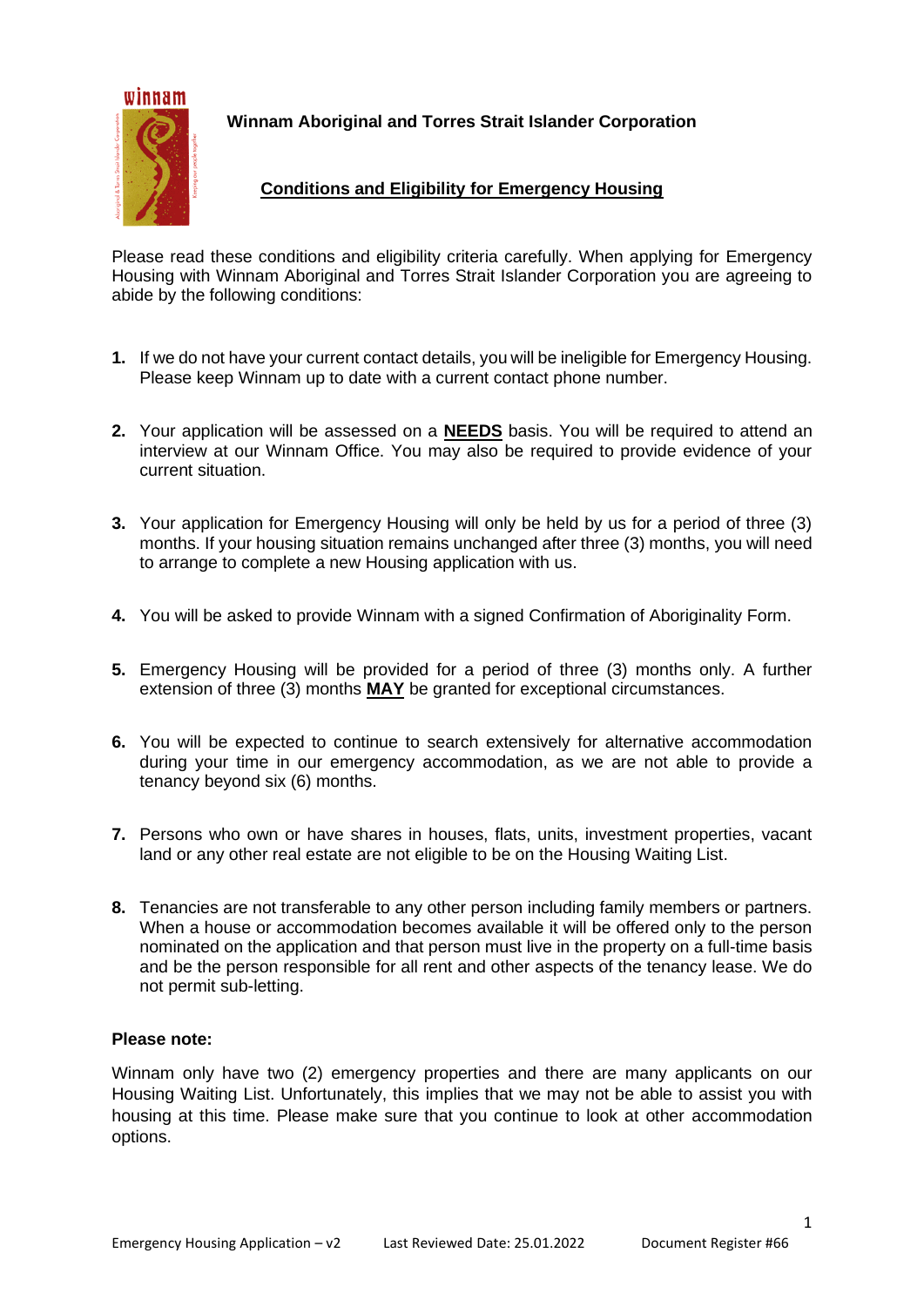**Winnam Aboriginal and Torres Strait Islander Corporation**

## Conditions and Eligibility for Emergency Housing

Please read these conditions and eligibility criteria carefully. When applying for Emergency Housing with Winnam Aboriginal and Torres Strait Islander Corporation you are agreeing to abide by the following conditions:

1. If we do not have your current contact details, you will be ineligible for Emergency Housing. Please keep Winnam up to date with a current contact phone number.

2. Your application will be assessed on a **NEEDS** basis. You will be required to attend an interview at our Winnam Office. You may also be required to provide evidence of your current situation.

3. Your application for Emergency Housing will only be held by us for a period of three (3) months. If your housing situation remains unchanged after three (3) months, you will need to arrange to complete a new Housing application with us.

4. You will be asked to provide Winnam with a signed Confirmation of Aboriginality Form.

5. Emergency Housing will be provided for a period of three (3) months only. A further extension of three (3) months **MAY** be granted for exceptional circumstances.

6. You will be expected to continue to search extensively for alternative accommodation during your time in our emergency accommodation, as we are not able to provide a tenancy beyond six (6) months.

7. Persons who own or have shares in houses, flats, units, investment properties, vacant land or any other real estate are not eligible to be on the Housing Waiting List.

8. Tenancies are not transferable to any other person including family members or partners. When a house or accommodation becomes available it will be offered only to the person nominated on the application and that person must live in the property on a full-time basis and be the person responsible for all rent and other aspects of the tenancy lease. We do not permit sub-letting.

**Please note:**

Winnam only have two (2) emergency properties and there are many applicants on our Housing Waiting List. Unfortunately, this implies that we may not be able to assist you with housing at this time. Please make sure that you continue to look at other accommodation options.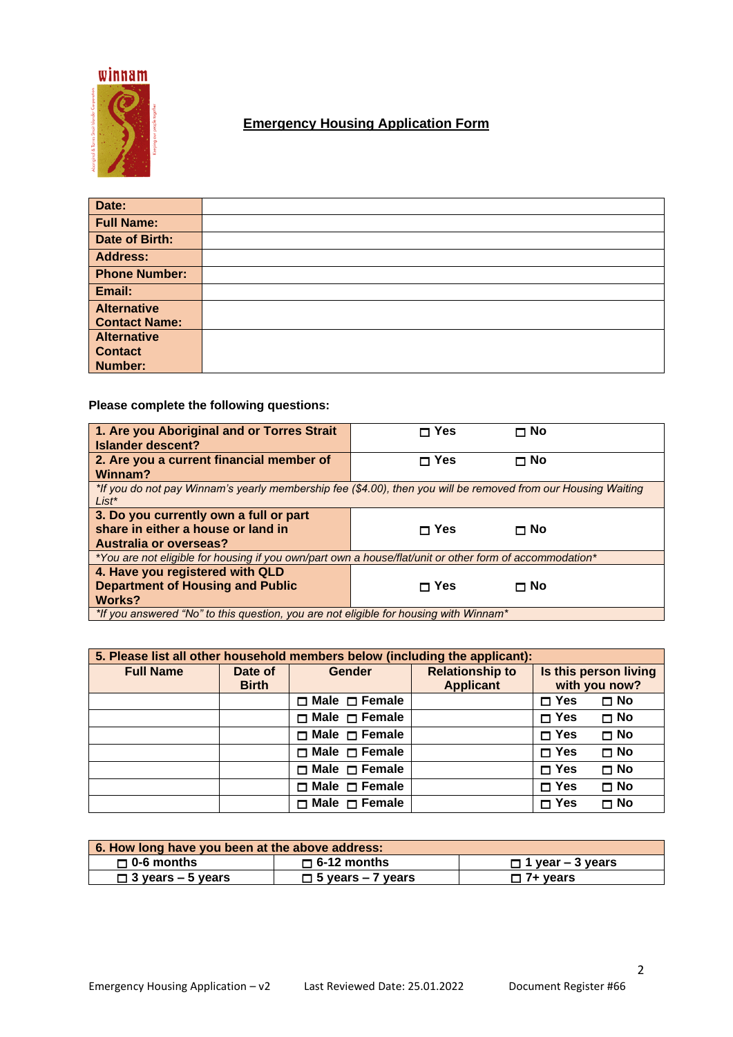winnam

**Emergency Housing Application Form**

| Date: | |
|---|---|
| Full Name: | |
| Date of Birth: | |
| Address: | |
| Phone Number: | |
| Email: | |
| Alternative Contact Name: | |
| Alternative Contact Number: | |

**Please complete the following questions:**

| | | |
|---|---|---|
| **1. Are you Aboriginal and or Torres Strait Islander descent?** | ☐ Yes | ☐ No |
| **2. Are you a current financial member of Winnam?** | ☐ Yes | ☐ No |
| *\*If you do not pay Winnam's yearly membership fee ($4.00), then you will be removed from our Housing Waiting List\** | | |
| **3. Do you currently own a full or part share in either a house or land in Australia or overseas?** | ☐ Yes | ☐ No |
| *\*You are not eligible for housing if you own/part own a house/flat/unit or other form of accommodation\** | | |
| **4. Have you registered with QLD Department of Housing and Public Works?** | ☐ Yes | ☐ No |
| *\*If you answered "No" to this question, you are not eligible for housing with Winnam\** | | |

| **5. Please list all other household members below (including the applicant):** | | | | |
|---|---|---|---|---|
| **Full Name** | **Date of Birth** | **Gender** | **Relationship to Applicant** | **Is this person living with you now?** |
| | | ☐ Male ☐ Female | | ☐ Yes ☐ No |
| | | ☐ Male ☐ Female | | ☐ Yes ☐ No |
| | | ☐ Male ☐ Female | | ☐ Yes ☐ No |
| | | ☐ Male ☐ Female | | ☐ Yes ☐ No |
| | | ☐ Male ☐ Female | | ☐ Yes ☐ No |
| | | ☐ Male ☐ Female | | ☐ Yes ☐ No |
| | | ☐ Male ☐ Female | | ☐ Yes ☐ No |

| **6. How long have you been at the above address:** | | |
|---|---|---|
| ☐ 0-6 months | ☐ 6-12 months | ☐ 1 year – 3 years |
| ☐ 3 years – 5 years | ☐ 5 years – 7 years | ☐ 7+ years |

Emergency Housing Application – v2 Last Reviewed Date: 25.01.2022 Document Register #66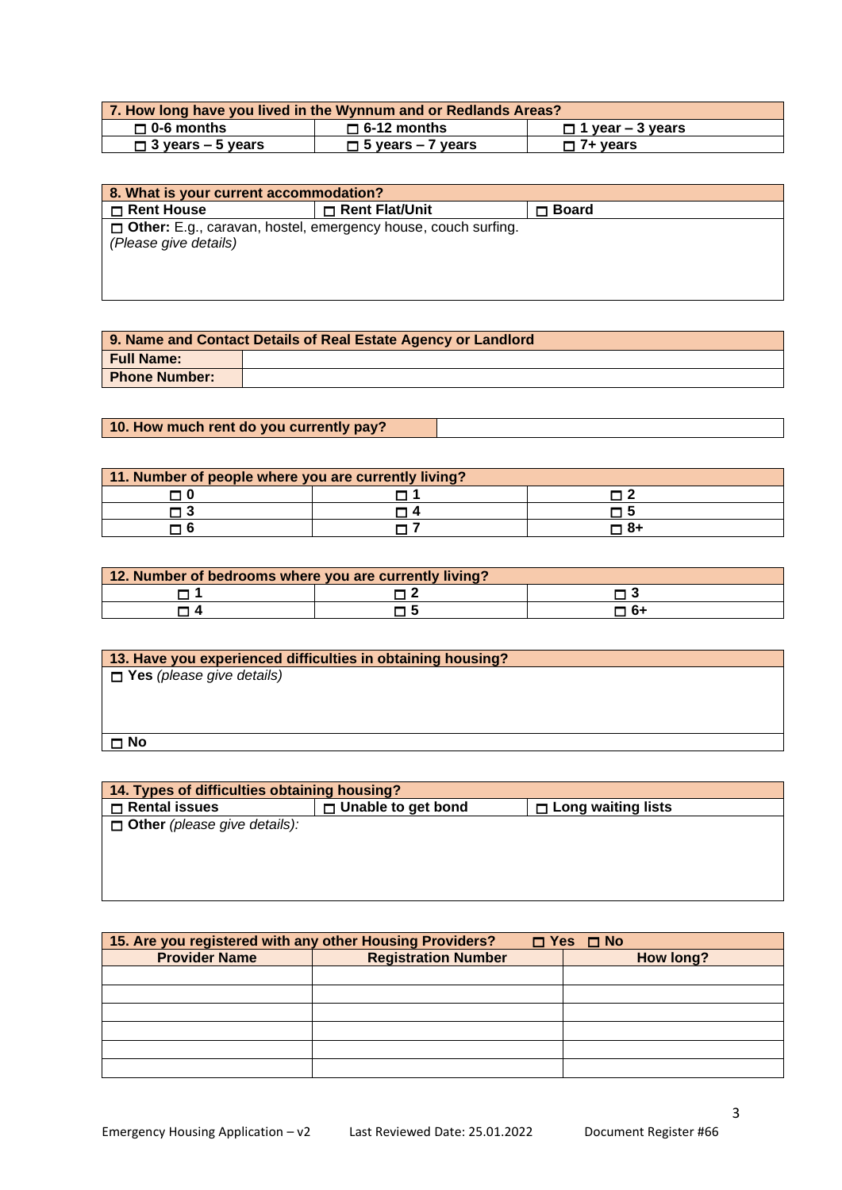| 7. How long have you lived in the Wynnum and or Redlands Areas? | | |
|---|---|---|
| ☐ 0-6 months | ☐ 6-12 months | ☐ 1 year – 3 years |
| ☐ 3 years – 5 years | ☐ 5 years – 7 years | ☐ 7+ years |

| 8. What is your current accommodation? | | |
|---|---|---|
| ☐ Rent House | ☐ Rent Flat/Unit | ☐ Board |
| ☐ **Other:** E.g., caravan, hostel, emergency house, couch surfing. *(Please give details)* | | |

| 9. Name and Contact Details of Real Estate Agency or Landlord | |
|---|---|
| **Full Name:** | |
| **Phone Number:** | |

| 10. How much rent do you currently pay? | |
|---|---|

| 11. Number of people where you are currently living? | | |
|---|---|---|
| ☐ 0 | ☐ 1 | ☐ 2 |
| ☐ 3 | ☐ 4 | ☐ 5 |
| ☐ 6 | ☐ 7 | ☐ 8+ |

| 12. Number of bedrooms where you are currently living? | | |
|---|---|---|
| ☐ 1 | ☐ 2 | ☐ 3 |
| ☐ 4 | ☐ 5 | ☐ 6+ |

| 13. Have you experienced difficulties in obtaining housing? |
|---|
| ☐ **Yes** *(please give details)* |
| ☐ **No** |

| 14. Types of difficulties obtaining housing? | | |
|---|---|---|
| ☐ Rental issues | ☐ Unable to get bond | ☐ Long waiting lists |
| ☐ **Other** *(please give details):* | | |

| 15. Are you registered with any other Housing Providers? ☐ Yes ☐ No | | |
|---|---|---|
| **Provider Name** | **Registration Number** | **How long?** |
| | | |
| | | |
| | | |
| | | |
| | | |
| | | |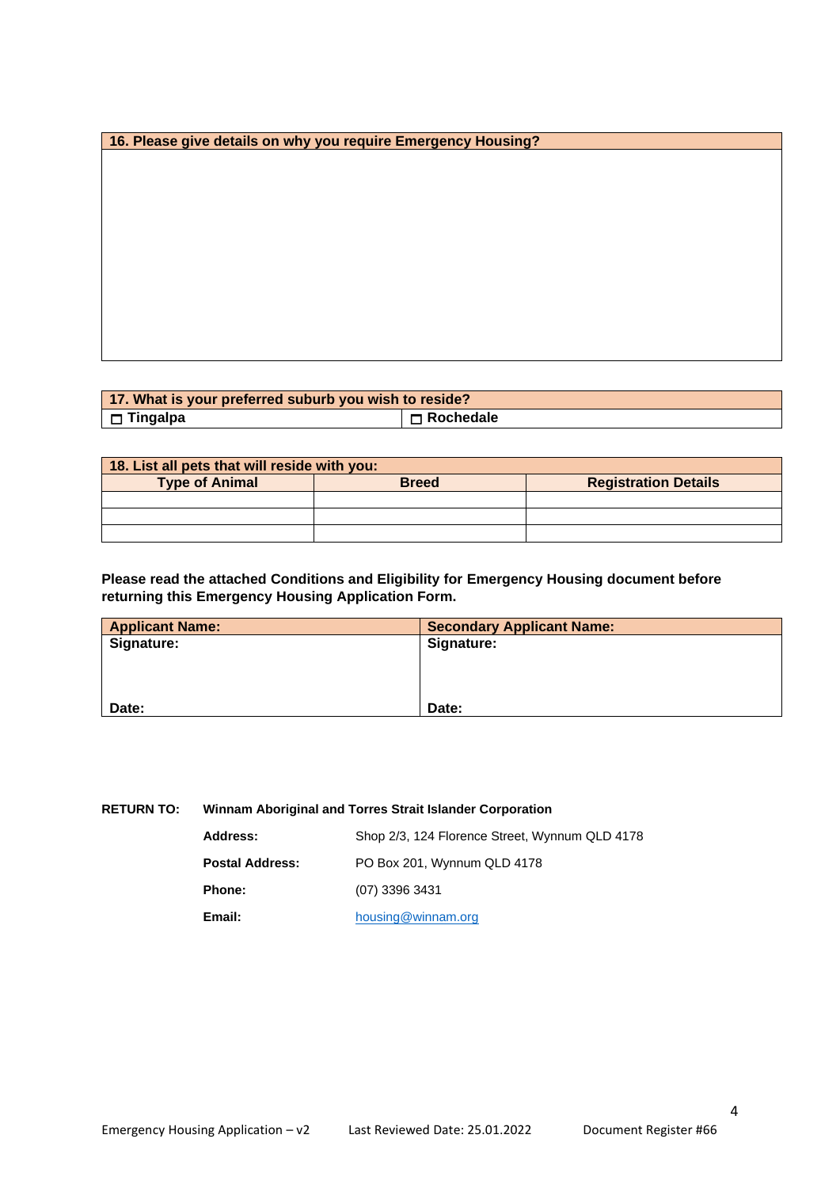| 16. Please give details on why you require Emergency Housing? |
|---|
| |

| 17. What is your preferred suburb you wish to reside? | |
|---|---|
| ☐ Tingalpa | ☐ Rochedale |

| 18. List all pets that will reside with you: | | |
|---|---|---|
| **Type of Animal** | **Breed** | **Registration Details** |
| | | |
| | | |
| | | |

**Please read the attached Conditions and Eligibility for Emergency Housing document before returning this Emergency Housing Application Form.**

| Applicant Name: | Secondary Applicant Name: |
|---|---|
| **Signature:** | **Signature:** |
| **Date:** | **Date:** |

**RETURN TO:** **Winnam Aboriginal and Torres Strait Islander Corporation**

| | |
|---|---|
| **Address:** | Shop 2/3, 124 Florence Street, Wynnum QLD 4178 |
| **Postal Address:** | PO Box 201, Wynnum QLD 4178 |
| **Phone:** | (07) 3396 3431 |
| **Email:** | housing@winnam.org |

Emergency Housing Application – v2 Last Reviewed Date: 25.01.2022 Document Register #66